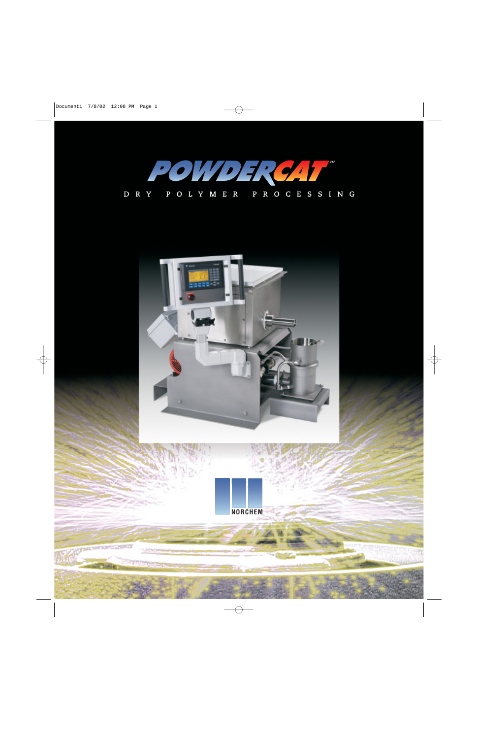# POWDERCAT™

DRY POLYMER PROCESSING

NORCHEM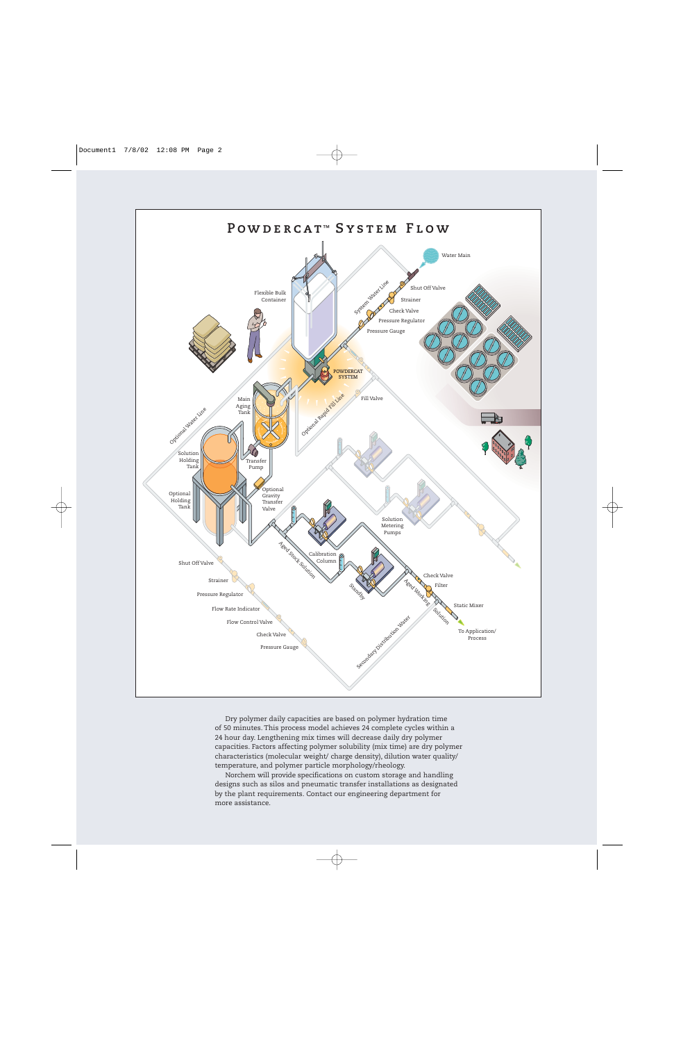# Powdercat™ System Flow

Water Main

Shut Off Valve

Strainer

Check Valve

Pressure Regulator

Pressure Gauge

System Water Line

Flexible Bulk Container

POWDERCAT SYSTEM

Fill Valve

Optional Rapid Fill Line

Main Aging Tank

Optional Water Line

Solution Holding Tank

Transfer Pump

Optional Holding Tank

Optional Gravity Transfer Valve

Solution Metering Pumps

Aged Stock Solution

Calibration Column

Standby

Check Valve

Filter

Aged Working Solution

Static Mixer

To Application/ Process

Shut Off Valve

Strainer

Pressure Regulator

Flow Rate Indicator

Flow Control Valve

Check Valve

Pressure Gauge

Secondary Distribution Water

Dry polymer daily capacities are based on polymer hydration time of 50 minutes. This process model achieves 24 complete cycles within a 24 hour day. Lengthening mix times will decrease daily dry polymer capacities. Factors affecting polymer solubility (mix time) are dry polymer characteristics (molecular weight/ charge density), dilution water quality/ temperature, and polymer particle morphology/rheology.

Norchem will provide specifications on custom storage and handling designs such as silos and pneumatic transfer installations as designated by the plant requirements. Contact our engineering department for more assistance.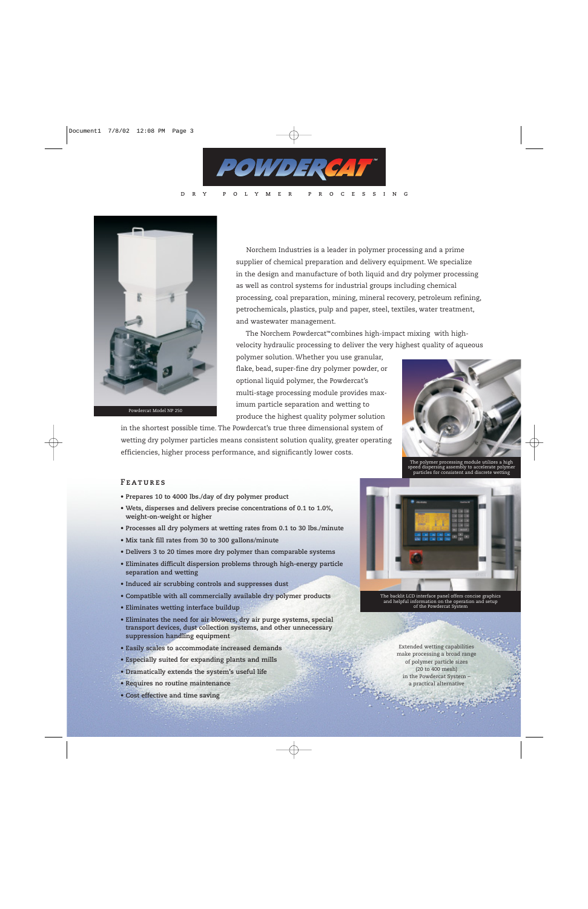# POWDERCAT™

DRY POLYMER PROCESSING

Powdercat Model NP 250

Norchem Industries is a leader in polymer processing and a prime supplier of chemical preparation and delivery equipment. We specialize in the design and manufacture of both liquid and dry polymer processing as well as control systems for industrial groups including chemical processing, coal preparation, mining, mineral recovery, petroleum refining, petrochemicals, plastics, pulp and paper, steel, textiles, water treatment, and wastewater management.

The Norchem Powdercat™ combines high-impact mixing with high-velocity hydraulic processing to deliver the very highest quality of aqueous polymer solution. Whether you use granular, flake, bead, super-fine dry polymer powder, or optional liquid polymer, the Powdercat's multi-stage processing module provides maximum particle separation and wetting to produce the highest quality polymer solution in the shortest possible time. The Powdercat's true three dimensional system of wetting dry polymer particles means consistent solution quality, greater operating efficiencies, higher process performance, and significantly lower costs.

The polymer processing module utilizes a high speed dispersing assembly to accelerate polymer particles for consistent and discrete wetting

## Features

- Prepares 10 to 4000 lbs./day of dry polymer product
- Wets, disperses and delivers precise concentrations of 0.1 to 1.0%, weight-on-weight or higher
- Processes all dry polymers at wetting rates from 0.1 to 30 lbs./minute
- Mix tank fill rates from 30 to 300 gallons/minute
- Delivers 3 to 20 times more dry polymer than comparable systems
- Eliminates difficult dispersion problems through high-energy particle separation and wetting
- Induced air scrubbing controls and suppresses dust
- Compatible with all commercially available dry polymer products
- Eliminates wetting interface buildup
- Eliminates the need for air blowers, dry air purge systems, special transport devices, dust collection systems, and other unnecessary suppression handling equipment
- Easily scales to accommodate increased demands
- Especially suited for expanding plants and mills
- Dramatically extends the system's useful life
- Requires no routine maintenance
- Cost effective and time saving

The backlit LCD interface panel offers concise graphics and helpful information on the operation and setup of the Powdercat System

Extended wetting capabilities make processing a broad range of polymer particle sizes (20 to 400 mesh) in the Powdercat System – a practical alternative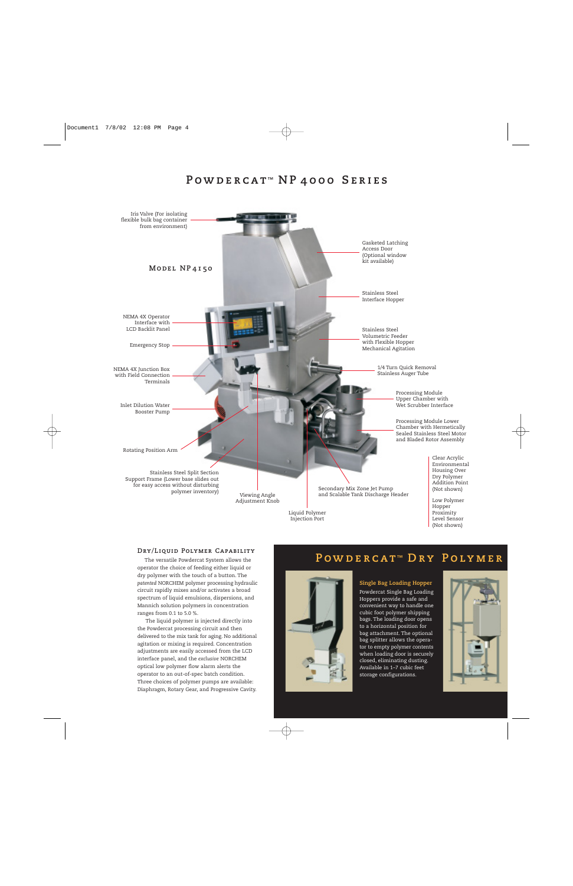# Powdercat™ NP 4000 Series

## Model NP4150

Iris Valve (For isolating flexible bulk bag container from environment)

NEMA 4X Operator Interface with LCD Backlit Panel

Emergency Stop

NEMA 4X Junction Box with Field Connection Terminals

Inlet Dilution Water Booster Pump

Rotating Position Arm

Stainless Steel Split Section Support Frame (Lower base slides out for easy access without disturbing polymer inventory)

Viewing Angle Adjustment Knob

Liquid Polymer Injection Port

Secondary Mix Zone Jet Pump and Scalable Tank Discharge Header

Gasketed Latching Access Door (Optional window kit available)

Stainless Steel Interface Hopper

Stainless Steel Volumetric Feeder with Flexible Hopper Mechanical Agitation

1/4 Turn Quick Removal Stainless Auger Tube

Processing Module Upper Chamber with Wet Scrubber Interface

Processing Module Lower Chamber with Hermetically Sealed Stainless Steel Motor and Bladed Rotor Assembly

Clear Acrylic Environmental Housing Over Dry Polymer Addition Point (Not shown)

Low Polymer Hopper Proximity Level Sensor (Not shown)

### Dry/Liquid Polymer Capability

The versatile Powdercat System allows the operator the choice of feeding either liquid or dry polymer with the touch of a button. The *patented* NORCHEM polymer processing hydraulic circuit rapidly mixes and/or activates a broad spectrum of liquid emulsions, dispersions, and Mannich solution polymers in concentration ranges from 0.1 to 5.0 %.

The liquid polymer is injected directly into the Powdercat processing circuit and then delivered to the mix tank for aging. No additional agitation or mixing is required. Concentration adjustments are easily accessed from the LCD interface panel, and the *exclusive* NORCHEM optical low polymer flow alarm alerts the operator to an out-of-spec batch condition. Three choices of polymer pumps are available: Diaphragm, Rotary Gear, and Progressive Cavity.

## Powdercat™ Dry Polymer

**Single Bag Loading Hopper**

Powdercat Single Bag Loading Hoppers provide a safe and convenient way to handle one cubic foot polymer shipping bags. The loading door opens to a horizontal position for bag attachment. The optional bag splitter allows the operator to empty polymer contents when loading door is securely closed, eliminating dusting. Available in 1–7 cubic feet storage configurations.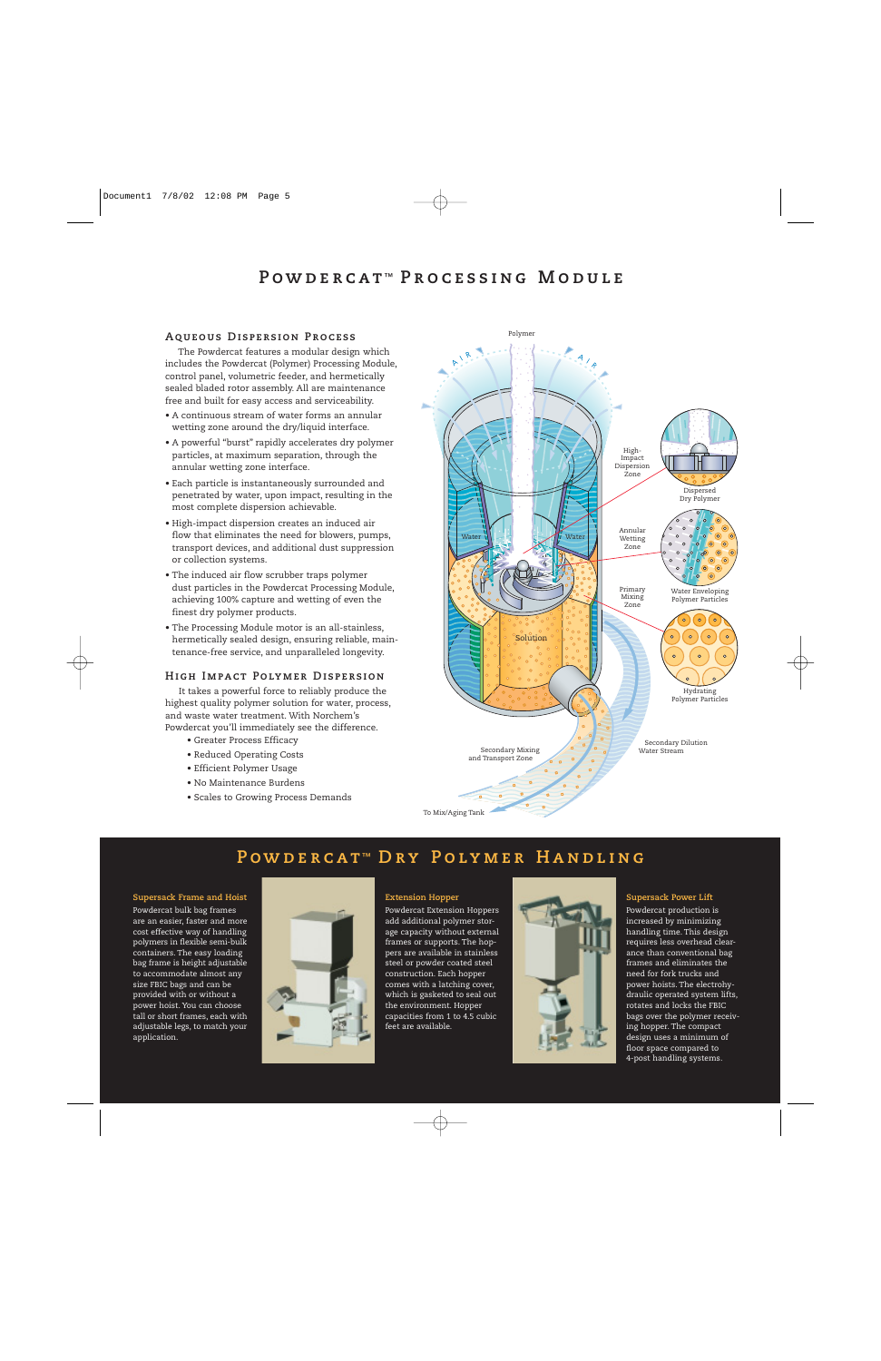# Powdercat™ Processing Module

## Aqueous Dispersion Process

The Powdercat features a modular design which includes the Powdercat (Polymer) Processing Module, control panel, volumetric feeder, and hermetically sealed bladed rotor assembly. All are maintenance free and built for easy access and serviceability.

- A continuous stream of water forms an annular wetting zone around the dry/liquid interface.
- A powerful "burst" rapidly accelerates dry polymer particles, at maximum separation, through the annular wetting zone interface.
- Each particle is instantaneously surrounded and penetrated by water, upon impact, resulting in the most complete dispersion achievable.
- High-impact dispersion creates an induced air flow that eliminates the need for blowers, pumps, transport devices, and additional dust suppression or collection systems.
- The induced air flow scrubber traps polymer dust particles in the Powdercat Processing Module, achieving 100% capture and wetting of even the finest dry polymer products.
- The Processing Module motor is an all-stainless, hermetically sealed design, ensuring reliable, maintenance-free service, and unparalleled longevity.

## High Impact Polymer Dispersion

It takes a powerful force to reliably produce the highest quality polymer solution for water, process, and waste water treatment. With Norchem's Powdercat you'll immediately see the difference.

- Greater Process Efficacy
- Reduced Operating Costs
- Efficient Polymer Usage
- No Maintenance Burdens
- Scales to Growing Process Demands

Polymer

Air

Air

High-Impact Dispersion Zone

Dispersed Dry Polymer

Annular Wetting Zone

Water Enveloping Polymer Particles

Primary Mixing Zone

Hydrating Polymer Particles

Water

Water

Solution

Secondary Mixing and Transport Zone

Secondary Dilution Water Stream

To Mix/Aging Tank

# Powdercat™ Dry Polymer Handling

### Supersack Frame and Hoist

Powdercat bulk bag frames are an easier, faster and more cost effective way of handling polymers in flexible semi-bulk containers. The easy loading bag frame is height adjustable to accommodate almost any size FBIC bags and can be provided with or without a power hoist. You can choose tall or short frames, each with adjustable legs, to match your application.

### Extension Hopper

Powdercat Extension Hoppers add additional polymer storage capacity without external frames or supports. The hoppers are available in stainless steel or powder coated steel construction. Each hopper comes with a latching cover, which is gasketed to seal out the environment. Hopper capacities from 1 to 4.5 cubic feet are available.

### Supersack Power Lift

Powdercat production is increased by minimizing handling time. This design requires less overhead clearance than conventional bag frames and eliminates the need for fork trucks and power hoists. The electrohydraulic operated system lifts, rotates and locks the FBIC bags over the polymer receiving hopper. The compact design uses a minimum of floor space compared to 4-post handling systems.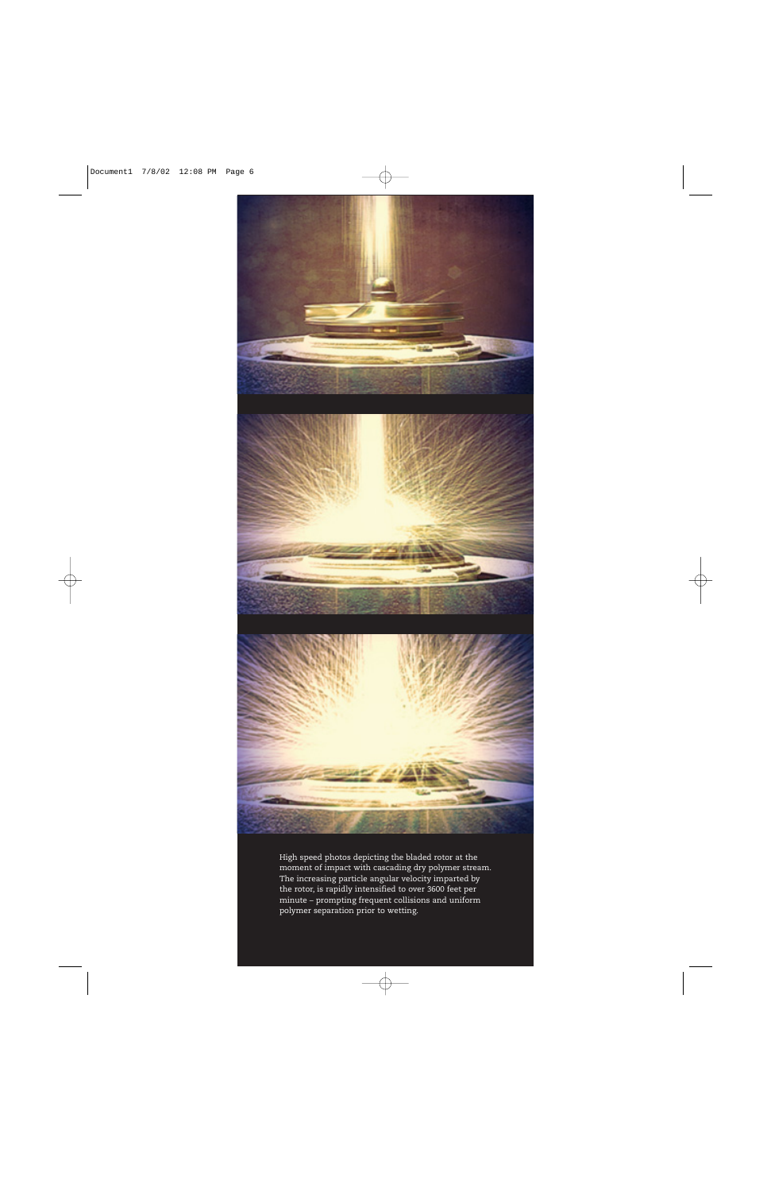High speed photos depicting the bladed rotor at the moment of impact with cascading dry polymer stream. The increasing particle angular velocity imparted by the rotor, is rapidly intensified to over 3600 feet per minute – prompting frequent collisions and uniform polymer separation prior to wetting.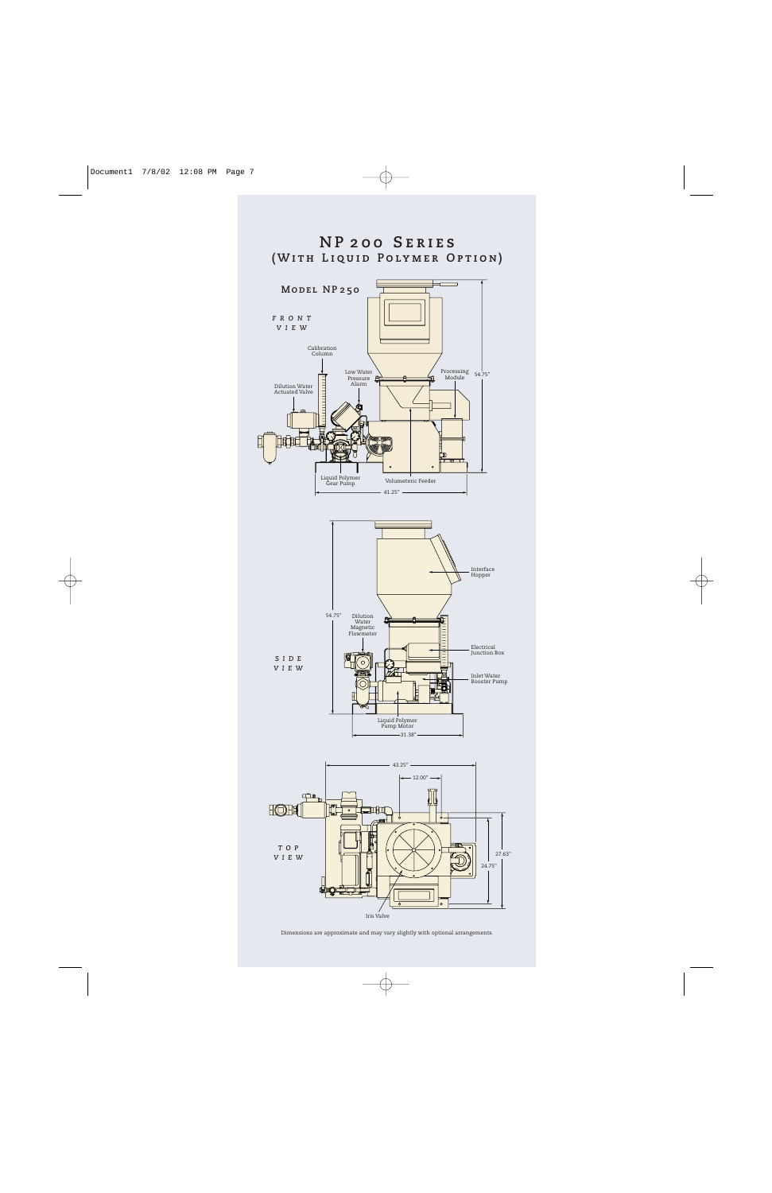# NP 200 Series
## (With Liquid Polymer Option)

### Model NP250

*FRONT VIEW*

Calibration Column

Low Water Pressure Alarm

Processing Module

Dilution Water Actuated Valve

54.75"

Liquid Polymer Gear Pump

Volumetric Feeder

41.25"

*SIDE VIEW*

Interface Hopper

54.75"

Dilution Water Magnetic Flowmeter

Electrical Junction Box

Inlet Water Booster Pump

Liquid Polymer Pump Motor

31.38"

*TOP VIEW*

43.25"

12.00"

27.63"

24.75"

Iris Valve

Dimensions are approximate and may vary slightly with optional arrangements.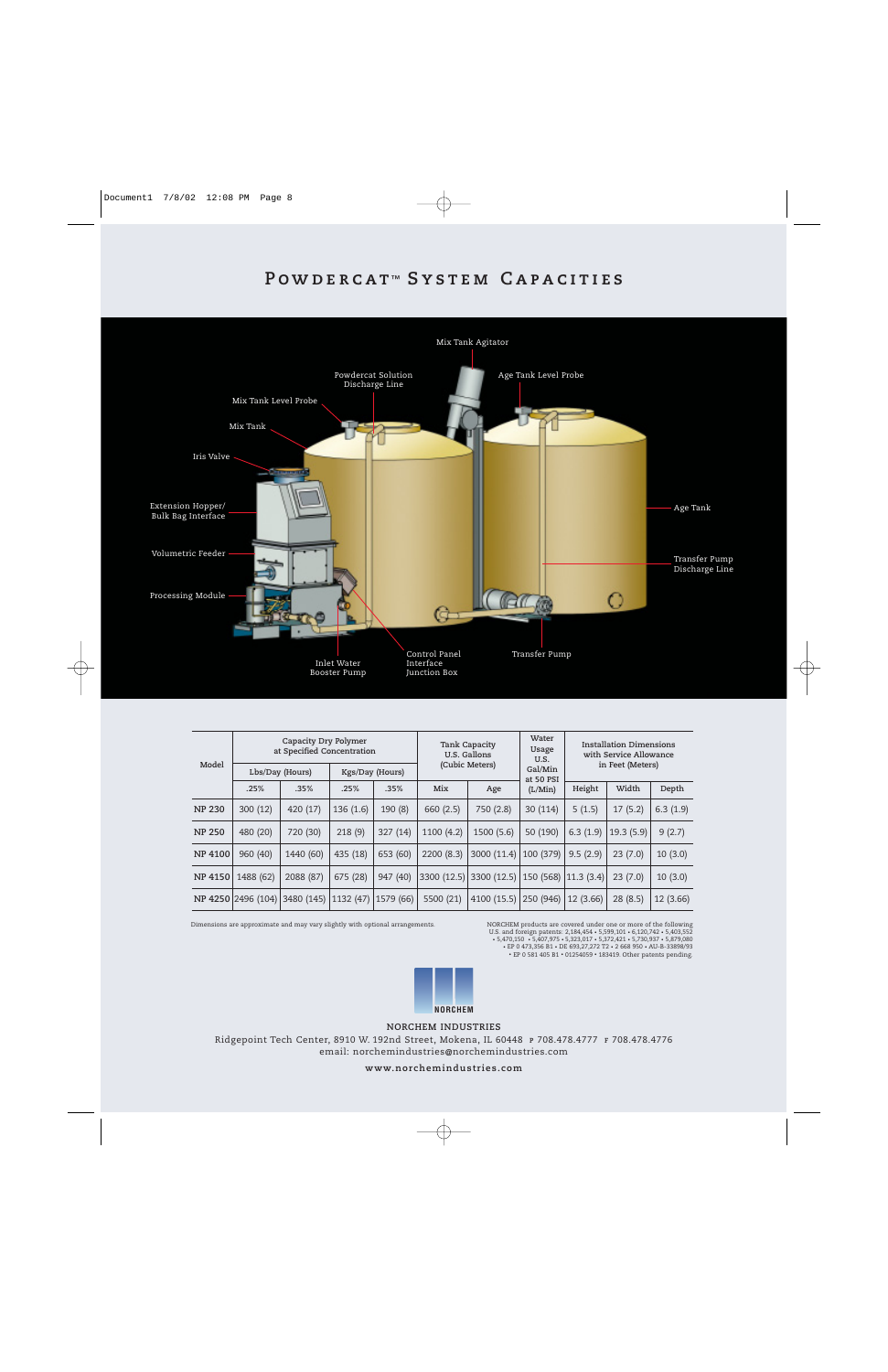# Powdercat™ System Capacities

Mix Tank Agitator

Powdercat Solution Discharge Line

Age Tank Level Probe

Mix Tank Level Probe

Mix Tank

Iris Valve

Extension Hopper/ Bulk Bag Interface

Volumetric Feeder

Processing Module

Age Tank

Transfer Pump Discharge Line

Inlet Water Booster Pump

Control Panel Interface Junction Box

Transfer Pump

| Model | Capacity Dry Polymer at Specified Concentration | | | | Tank Capacity U.S. Gallons (Cubic Meters) | | Water Usage U.S. Gal/Min at 50 PSI (L/Min) | Installation Dimensions with Service Allowance in Feet (Meters) | | |
|---|---|---|---|---|---|---|---|---|---|---|
| | Lbs/Day (Hours) | | Kgs/Day (Hours) | | | | | | | |
| | .25% | .35% | .25% | .35% | Mix | Age | | Height | Width | Depth |
| NP 230 | 300 (12) | 420 (17) | 136 (1.6) | 190 (8) | 660 (2.5) | 750 (2.8) | 30 (114) | 5 (1.5) | 17 (5.2) | 6.3 (1.9) |
| NP 250 | 480 (20) | 720 (30) | 218 (9) | 327 (14) | 1100 (4.2) | 1500 (5.6) | 50 (190) | 6.3 (1.9) | 19.3 (5.9) | 9 (2.7) |
| NP 4100 | 960 (40) | 1440 (60) | 435 (18) | 653 (60) | 2200 (8.3) | 3000 (11.4) | 100 (379) | 9.5 (2.9) | 23 (7.0) | 10 (3.0) |
| NP 4150 | 1488 (62) | 2088 (87) | 675 (28) | 947 (40) | 3300 (12.5) | 3300 (12.5) | 150 (568) | 11.3 (3.4) | 23 (7.0) | 10 (3.0) |
| NP 4250 | 2496 (104) | 3480 (145) | 1132 (47) | 1579 (66) | 5500 (21) | 4100 (15.5) | 250 (946) | 12 (3.66) | 28 (8.5) | 12 (3.66) |

Dimensions are approximate and may vary slightly with optional arrangements.

NORCHEM products are covered under one or more of the following U.S. and foreign patents: 2,184,454 • 5,599,101 • 6,120,742 • 5,403,552 • 5,470,150 • 5,407,975 • 5,323,017 • 5,372,421 • 5,730,937 • 5,879,080 • EP 0 473,356 B1 • DE 693,27,272 T2 • 2 668 950 • AU-B-33898/93 • EP 0 581 405 B1 • 01254059 • 183419. Other patents pending.

NORCHEM

NORCHEM INDUSTRIES

Ridgepoint Tech Center, 8910 W. 192nd Street, Mokena, IL 60448 P 708.478.4777 F 708.478.4776

email: norchemindustries@norchemindustries.com

www.norchemindustries.com